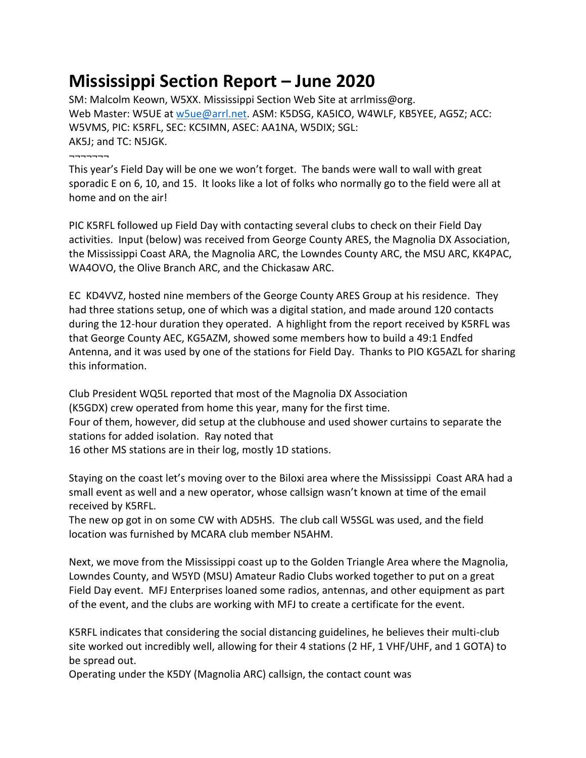# Mississippi Section Report – June 2020

SM: Malcolm Keown, W5XX. Mississippi Section Web Site at arrlmiss@org.
Web Master: W5UE at w5ue@arrl.net. ASM: K5DSG, KA5ICO, W4WLF, KB5YEE, AG5Z; ACC: W5VMS, PIC: K5RFL, SEC: KC5IMN, ASEC: AA1NA, W5DIX; SGL: AK5J; and TC: N5JGK.

¬¬¬¬¬¬¬

This year's Field Day will be one we won't forget. The bands were wall to wall with great sporadic E on 6, 10, and 15. It looks like a lot of folks who normally go to the field were all at home and on the air!

PIC K5RFL followed up Field Day with contacting several clubs to check on their Field Day activities. Input (below) was received from George County ARES, the Magnolia DX Association, the Mississippi Coast ARA, the Magnolia ARC, the Lowndes County ARC, the MSU ARC, KK4PAC, WA4OVO, the Olive Branch ARC, and the Chickasaw ARC.

EC KD4VVZ, hosted nine members of the George County ARES Group at his residence. They had three stations setup, one of which was a digital station, and made around 120 contacts during the 12-hour duration they operated. A highlight from the report received by K5RFL was that George County AEC, KG5AZM, showed some members how to build a 49:1 Endfed Antenna, and it was used by one of the stations for Field Day. Thanks to PIO KG5AZL for sharing this information.

Club President WQ5L reported that most of the Magnolia DX Association (K5GDX) crew operated from home this year, many for the first time.
Four of them, however, did setup at the clubhouse and used shower curtains to separate the stations for added isolation. Ray noted that
16 other MS stations are in their log, mostly 1D stations.

Staying on the coast let's moving over to the Biloxi area where the Mississippi Coast ARA had a small event as well and a new operator, whose callsign wasn't known at time of the email received by K5RFL.
The new op got in on some CW with AD5HS. The club call W5SGL was used, and the field location was furnished by MCARA club member N5AHM.

Next, we move from the Mississippi coast up to the Golden Triangle Area where the Magnolia, Lowndes County, and W5YD (MSU) Amateur Radio Clubs worked together to put on a great Field Day event. MFJ Enterprises loaned some radios, antennas, and other equipment as part of the event, and the clubs are working with MFJ to create a certificate for the event.

K5RFL indicates that considering the social distancing guidelines, he believes their multi-club site worked out incredibly well, allowing for their 4 stations (2 HF, 1 VHF/UHF, and 1 GOTA) to be spread out.
Operating under the K5DY (Magnolia ARC) callsign, the contact count was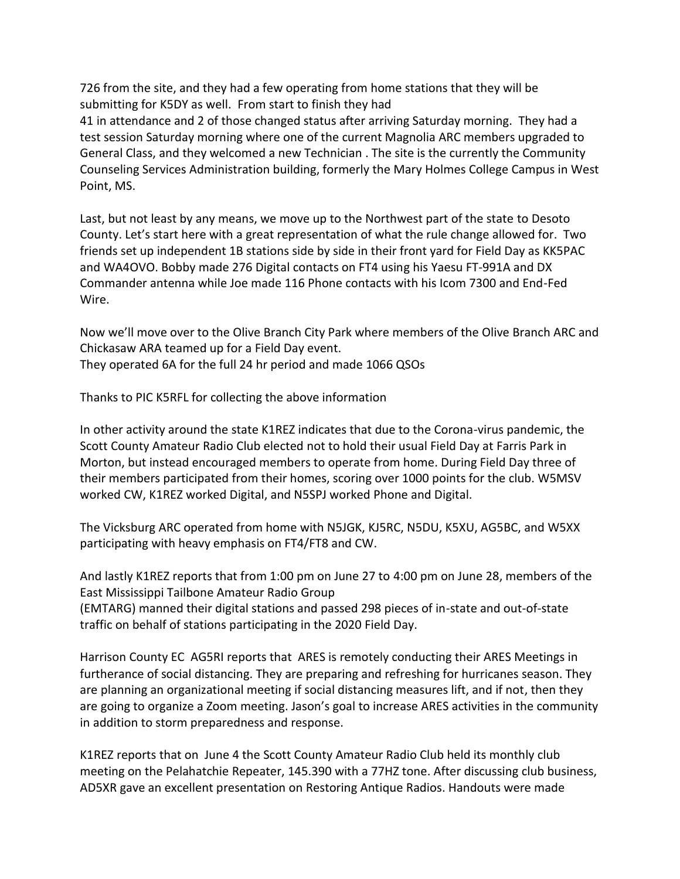726 from the site, and they had a few operating from home stations that they will be submitting for K5DY as well. From start to finish they had
41 in attendance and 2 of those changed status after arriving Saturday morning. They had a test session Saturday morning where one of the current Magnolia ARC members upgraded to General Class, and they welcomed a new Technician . The site is the currently the Community Counseling Services Administration building, formerly the Mary Holmes College Campus in West Point, MS.

Last, but not least by any means, we move up to the Northwest part of the state to Desoto County. Let's start here with a great representation of what the rule change allowed for. Two friends set up independent 1B stations side by side in their front yard for Field Day as KK5PAC and WA4OVO. Bobby made 276 Digital contacts on FT4 using his Yaesu FT-991A and DX Commander antenna while Joe made 116 Phone contacts with his Icom 7300 and End-Fed Wire.

Now we'll move over to the Olive Branch City Park where members of the Olive Branch ARC and Chickasaw ARA teamed up for a Field Day event.
They operated 6A for the full 24 hr period and made 1066 QSOs

Thanks to PIC K5RFL for collecting the above information

In other activity around the state K1REZ indicates that due to the Corona-virus pandemic, the Scott County Amateur Radio Club elected not to hold their usual Field Day at Farris Park in Morton, but instead encouraged members to operate from home. During Field Day three of their members participated from their homes, scoring over 1000 points for the club. W5MSV worked CW, K1REZ worked Digital, and N5SPJ worked Phone and Digital.

The Vicksburg ARC operated from home with N5JGK, KJ5RC, N5DU, K5XU, AG5BC, and W5XX participating with heavy emphasis on FT4/FT8 and CW.

And lastly K1REZ reports that from 1:00 pm on June 27 to 4:00 pm on June 28, members of the East Mississippi Tailbone Amateur Radio Group
(EMTARG) manned their digital stations and passed 298 pieces of in-state and out-of-state traffic on behalf of stations participating in the 2020 Field Day.

Harrison County EC AG5RI reports that ARES is remotely conducting their ARES Meetings in furtherance of social distancing. They are preparing and refreshing for hurricanes season. They are planning an organizational meeting if social distancing measures lift, and if not, then they are going to organize a Zoom meeting. Jason's goal to increase ARES activities in the community in addition to storm preparedness and response.

K1REZ reports that on June 4 the Scott County Amateur Radio Club held its monthly club meeting on the Pelahatchie Repeater, 145.390 with a 77HZ tone. After discussing club business, AD5XR gave an excellent presentation on Restoring Antique Radios. Handouts were made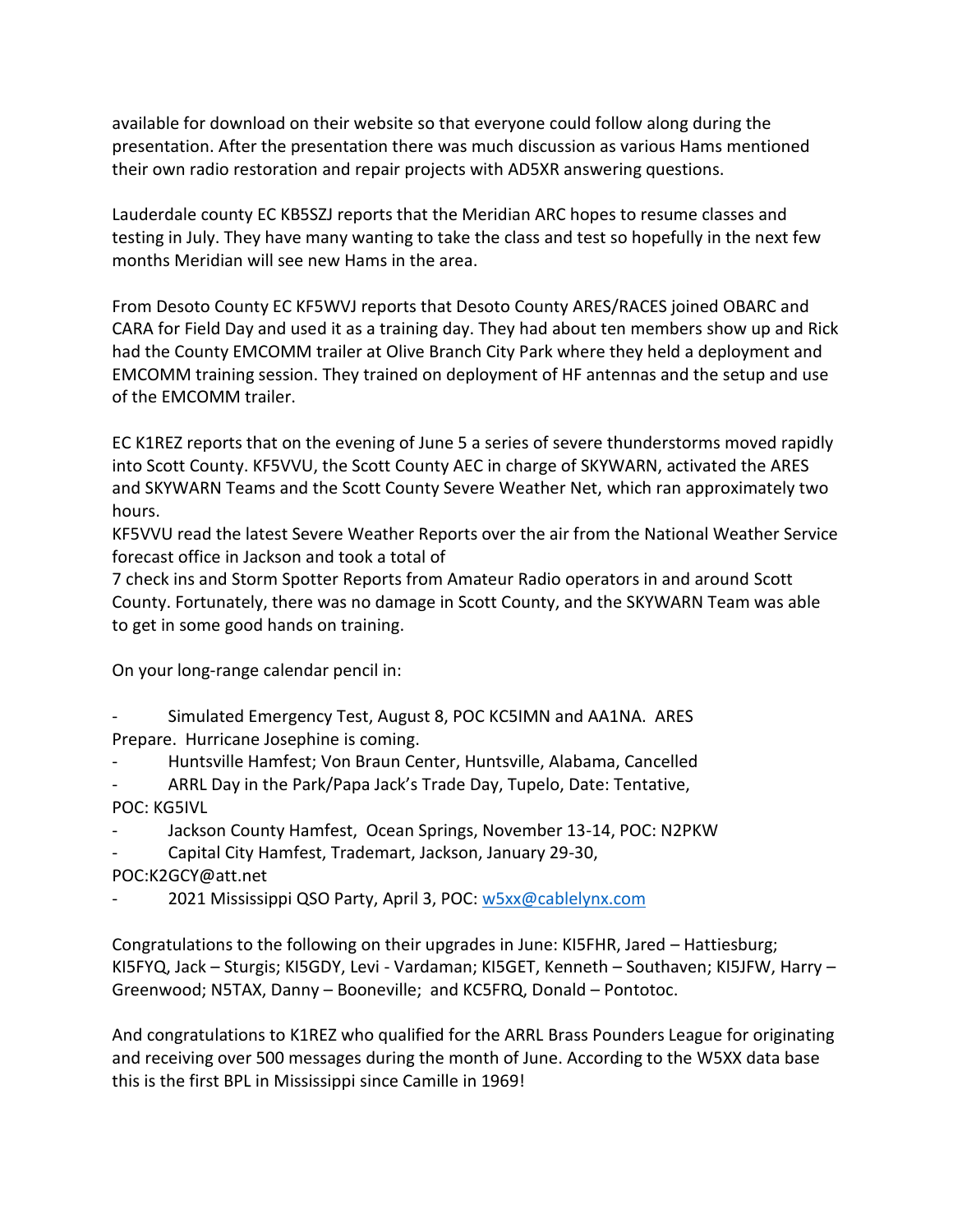available for download on their website so that everyone could follow along during the presentation. After the presentation there was much discussion as various Hams mentioned their own radio restoration and repair projects with AD5XR answering questions.

Lauderdale county EC KB5SZJ reports that the Meridian ARC hopes to resume classes and testing in July. They have many wanting to take the class and test so hopefully in the next few months Meridian will see new Hams in the area.

From Desoto County EC KF5WVJ reports that Desoto County ARES/RACES joined OBARC and CARA for Field Day and used it as a training day. They had about ten members show up and Rick had the County EMCOMM trailer at Olive Branch City Park where they held a deployment and EMCOMM training session. They trained on deployment of HF antennas and the setup and use of the EMCOMM trailer.

EC K1REZ reports that on the evening of June 5 a series of severe thunderstorms moved rapidly into Scott County. KF5VVU, the Scott County AEC in charge of SKYWARN, activated the ARES and SKYWARN Teams and the Scott County Severe Weather Net, which ran approximately two hours.
KF5VVU read the latest Severe Weather Reports over the air from the National Weather Service forecast office in Jackson and took a total of
7 check ins and Storm Spotter Reports from Amateur Radio operators in and around Scott County. Fortunately, there was no damage in Scott County, and the SKYWARN Team was able to get in some good hands on training.

On your long-range calendar pencil in:

- Simulated Emergency Test, August 8, POC KC5IMN and AA1NA. ARES Prepare. Hurricane Josephine is coming.
- Huntsville Hamfest; Von Braun Center, Huntsville, Alabama, Cancelled
- ARRL Day in the Park/Papa Jack's Trade Day, Tupelo, Date: Tentative, POC: KG5IVL
- Jackson County Hamfest, Ocean Springs, November 13-14, POC: N2PKW
- Capital City Hamfest, Trademart, Jackson, January 29-30, POC:K2GCY@att.net
- 2021 Mississippi QSO Party, April 3, POC: w5xx@cablelynx.com

Congratulations to the following on their upgrades in June: KI5FHR, Jared – Hattiesburg; KI5FYQ, Jack – Sturgis; KI5GDY, Levi - Vardaman; KI5GET, Kenneth – Southaven; KI5JFW, Harry – Greenwood; N5TAX, Danny – Booneville; and KC5FRQ, Donald – Pontotoc.

And congratulations to K1REZ who qualified for the ARRL Brass Pounders League for originating and receiving over 500 messages during the month of June. According to the W5XX data base this is the first BPL in Mississippi since Camille in 1969!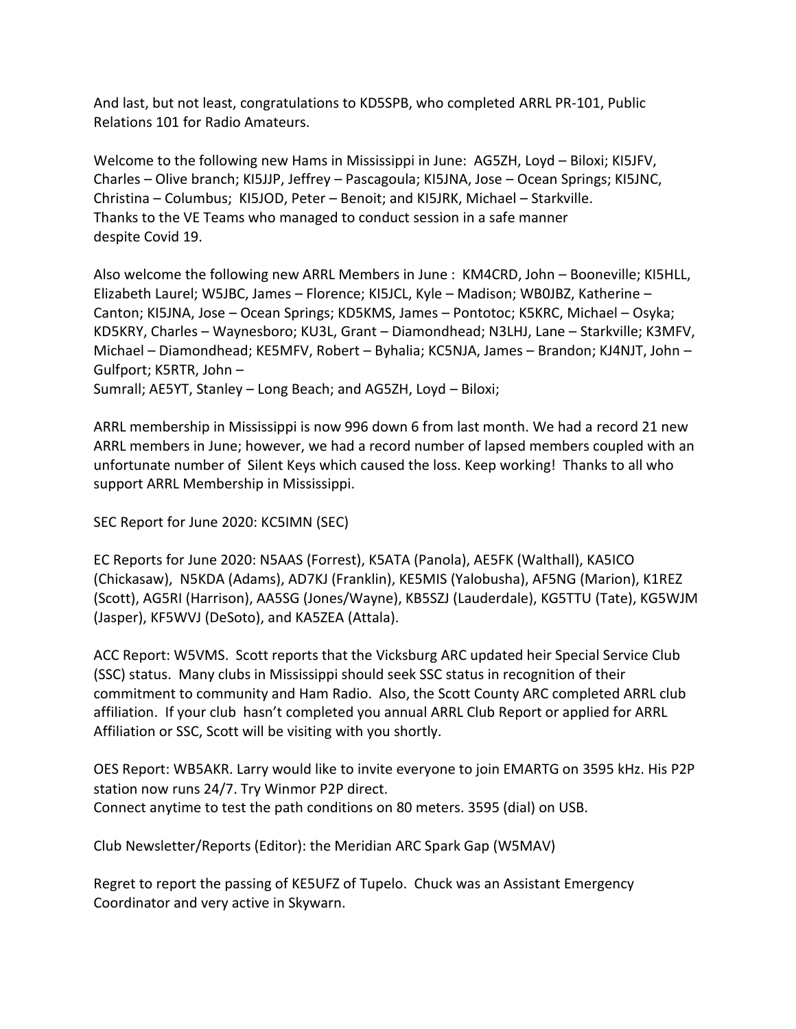And last, but not least, congratulations to KD5SPB, who completed ARRL PR-101, Public Relations 101 for Radio Amateurs.

Welcome to the following new Hams in Mississippi in June: AG5ZH, Loyd – Biloxi; KI5JFV, Charles – Olive branch; KI5JJP, Jeffrey – Pascagoula; KI5JNA, Jose – Ocean Springs; KI5JNC, Christina – Columbus; KI5JOD, Peter – Benoit; and KI5JRK, Michael – Starkville.
Thanks to the VE Teams who managed to conduct session in a safe manner despite Covid 19.

Also welcome the following new ARRL Members in June : KM4CRD, John – Booneville; KI5HLL, Elizabeth Laurel; W5JBC, James – Florence; KI5JCL, Kyle – Madison; WB0JBZ, Katherine – Canton; KI5JNA, Jose – Ocean Springs; KD5KMS, James – Pontotoc; K5KRC, Michael – Osyka; KD5KRY, Charles – Waynesboro; KU3L, Grant – Diamondhead; N3LHJ, Lane – Starkville; K3MFV, Michael – Diamondhead; KE5MFV, Robert – Byhalia; KC5NJA, James – Brandon; KJ4NJT, John – Gulfport; K5RTR, John –
Sumrall; AE5YT, Stanley – Long Beach; and AG5ZH, Loyd – Biloxi;

ARRL membership in Mississippi is now 996 down 6 from last month. We had a record 21 new ARRL members in June; however, we had a record number of lapsed members coupled with an unfortunate number of Silent Keys which caused the loss. Keep working! Thanks to all who support ARRL Membership in Mississippi.

SEC Report for June 2020: KC5IMN (SEC)

EC Reports for June 2020: N5AAS (Forrest), K5ATA (Panola), AE5FK (Walthall), KA5ICO (Chickasaw), N5KDA (Adams), AD7KJ (Franklin), KE5MIS (Yalobusha), AF5NG (Marion), K1REZ (Scott), AG5RI (Harrison), AA5SG (Jones/Wayne), KB5SZJ (Lauderdale), KG5TTU (Tate), KG5WJM (Jasper), KF5WVJ (DeSoto), and KA5ZEA (Attala).

ACC Report: W5VMS. Scott reports that the Vicksburg ARC updated heir Special Service Club (SSC) status. Many clubs in Mississippi should seek SSC status in recognition of their commitment to community and Ham Radio. Also, the Scott County ARC completed ARRL club affiliation. If your club hasn't completed you annual ARRL Club Report or applied for ARRL Affiliation or SSC, Scott will be visiting with you shortly.

OES Report: WB5AKR. Larry would like to invite everyone to join EMARTG on 3595 kHz. His P2P station now runs 24/7. Try Winmor P2P direct.
Connect anytime to test the path conditions on 80 meters. 3595 (dial) on USB.

Club Newsletter/Reports (Editor): the Meridian ARC Spark Gap (W5MAV)

Regret to report the passing of KE5UFZ of Tupelo. Chuck was an Assistant Emergency Coordinator and very active in Skywarn.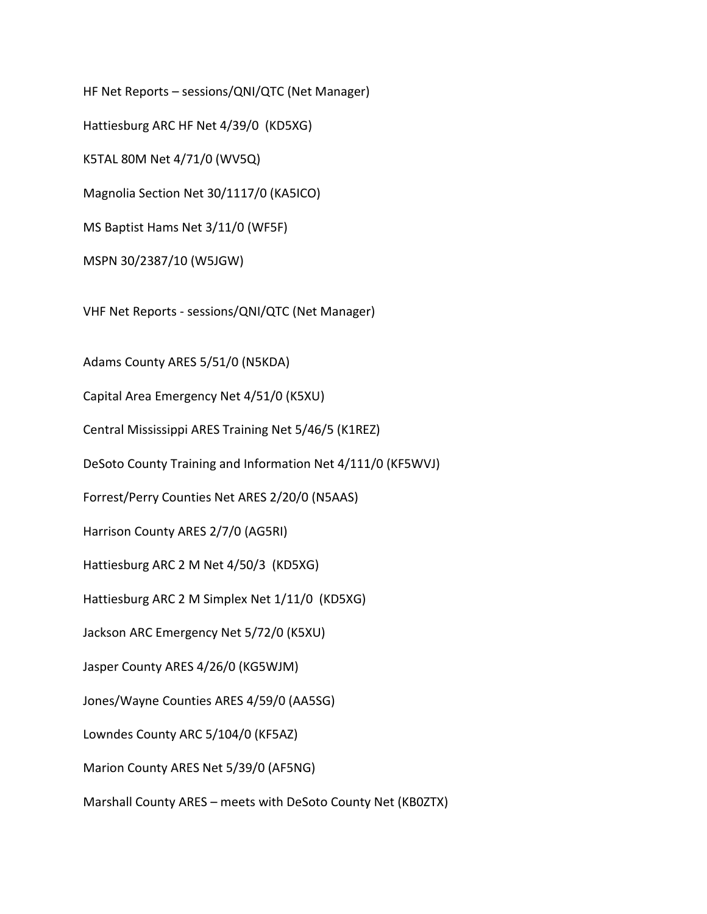HF Net Reports – sessions/QNI/QTC (Net Manager)

Hattiesburg ARC HF Net 4/39/0 (KD5XG)

K5TAL 80M Net 4/71/0 (WV5Q)

Magnolia Section Net 30/1117/0 (KA5ICO)

MS Baptist Hams Net 3/11/0 (WF5F)

MSPN 30/2387/10 (W5JGW)

VHF Net Reports - sessions/QNI/QTC (Net Manager)

Adams County ARES 5/51/0 (N5KDA)

Capital Area Emergency Net 4/51/0 (K5XU)

Central Mississippi ARES Training Net 5/46/5 (K1REZ)

DeSoto County Training and Information Net 4/111/0 (KF5WVJ)

Forrest/Perry Counties Net ARES 2/20/0 (N5AAS)

Harrison County ARES 2/7/0 (AG5RI)

Hattiesburg ARC 2 M Net 4/50/3 (KD5XG)

Hattiesburg ARC 2 M Simplex Net 1/11/0 (KD5XG)

Jackson ARC Emergency Net 5/72/0 (K5XU)

Jasper County ARES 4/26/0 (KG5WJM)

Jones/Wayne Counties ARES 4/59/0 (AA5SG)

Lowndes County ARC 5/104/0 (KF5AZ)

Marion County ARES Net 5/39/0 (AF5NG)

Marshall County ARES – meets with DeSoto County Net (KB0ZTX)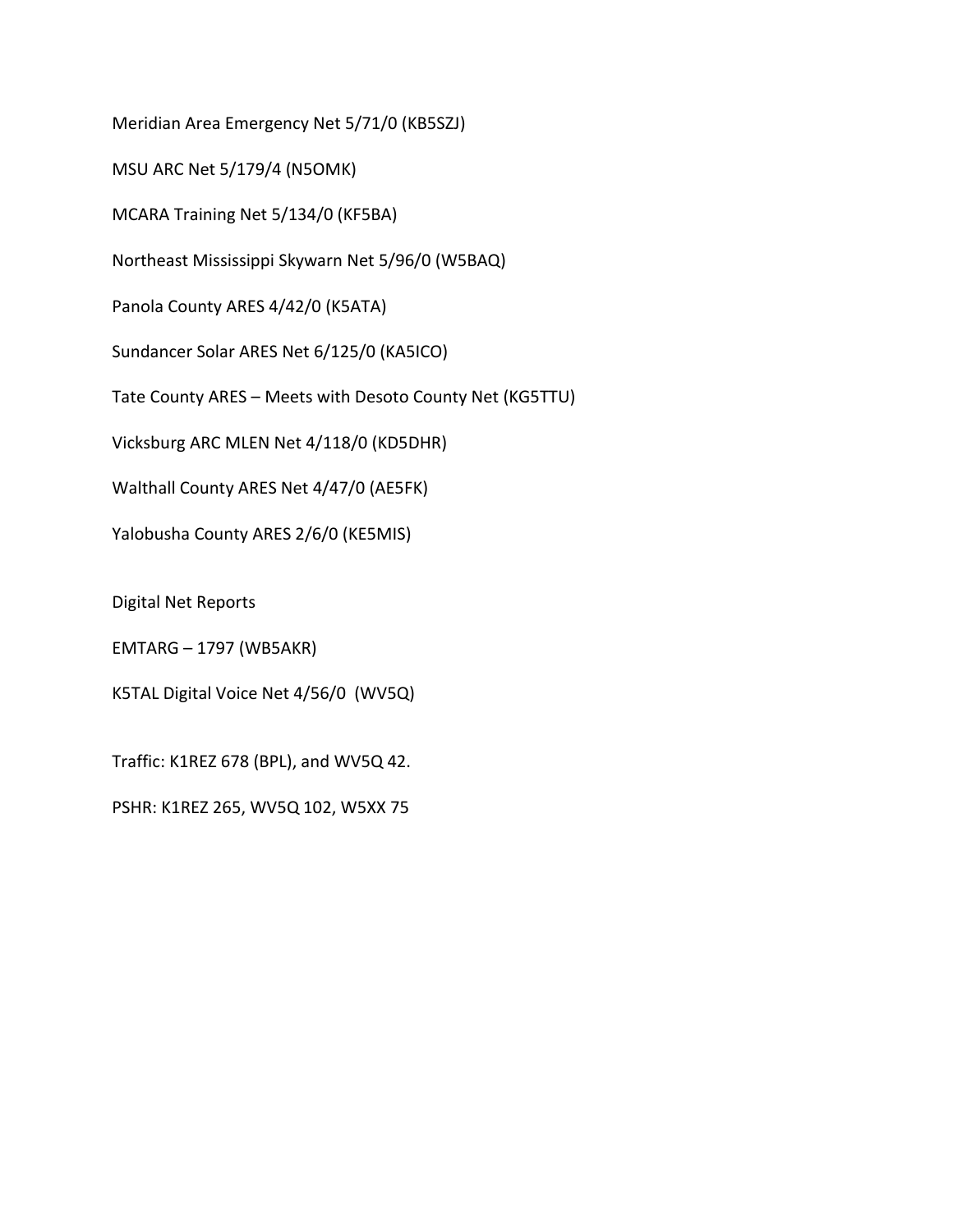Meridian Area Emergency Net 5/71/0 (KB5SZJ)

MSU ARC Net 5/179/4 (N5OMK)

MCARA Training Net 5/134/0 (KF5BA)

Northeast Mississippi Skywarn Net 5/96/0 (W5BAQ)

Panola County ARES 4/42/0 (K5ATA)

Sundancer Solar ARES Net 6/125/0 (KA5ICO)

Tate County ARES – Meets with Desoto County Net (KG5TTU)

Vicksburg ARC MLEN Net 4/118/0 (KD5DHR)

Walthall County ARES Net 4/47/0 (AE5FK)

Yalobusha County ARES 2/6/0 (KE5MIS)

Digital Net Reports

EMTARG – 1797 (WB5AKR)

K5TAL Digital Voice Net 4/56/0 (WV5Q)

Traffic: K1REZ 678 (BPL), and WV5Q 42.

PSHR: K1REZ 265, WV5Q 102, W5XX 75